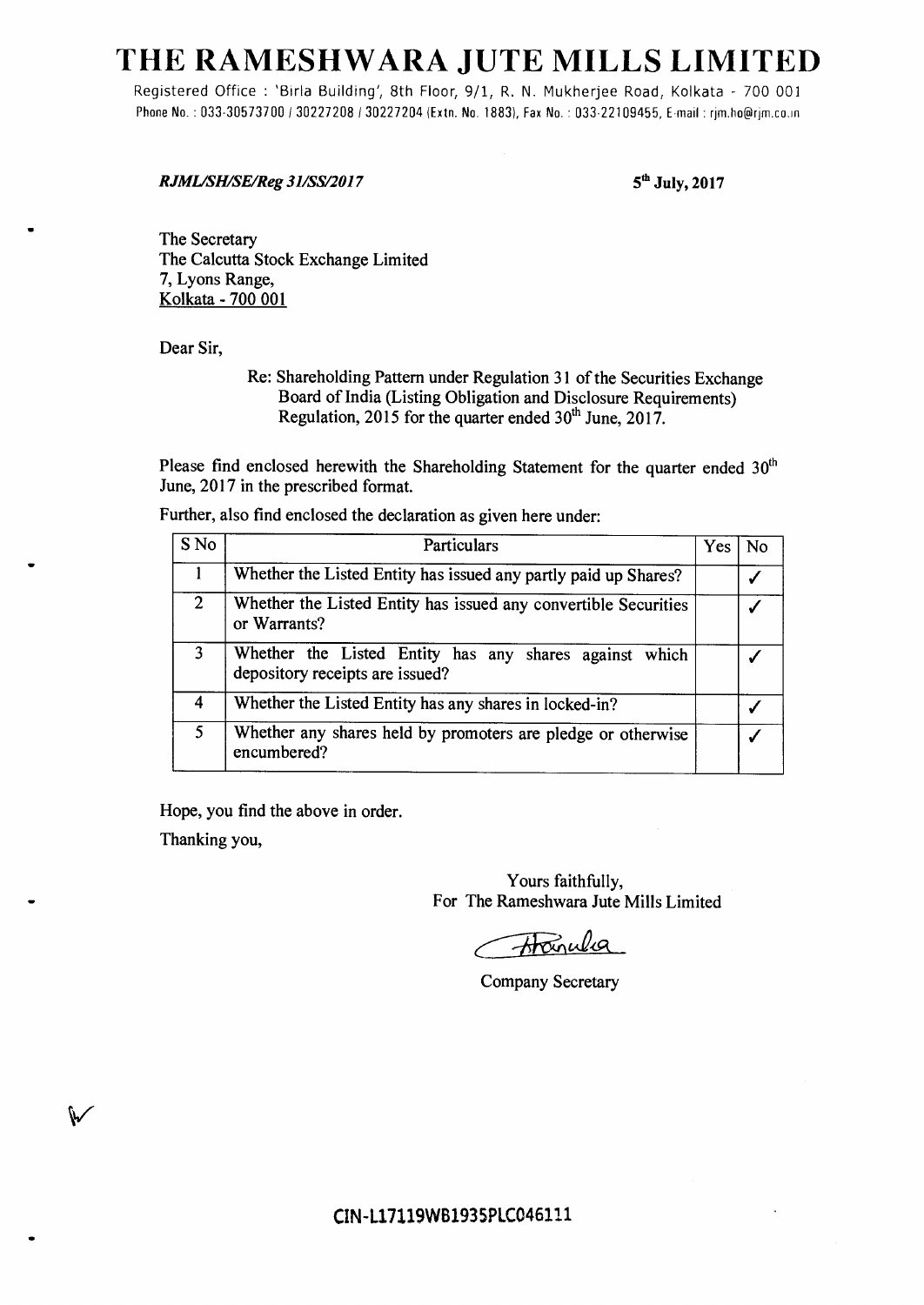# THE RAMESHWARA JUTE MILLS LIMITED

Registered Office : 'Birla Building', 8th Floor, 9/1, R. N. Mukherjee Road, Kolkata - 700 001
Phone No. : 033-30573700 / 30227208 / 30227204 (Extn. No. 1883), Fax No. : 033-22109455, E-mail : rjm.ho@rjm.co.in

***RJML/SH/SE/Reg 31/SS/2017*** **5th July, 2017**

The Secretary
The Calcutta Stock Exchange Limited
7, Lyons Range,
Kolkata - 700 001

Dear Sir,

Re: Shareholding Pattern under Regulation 31 of the Securities Exchange Board of India (Listing Obligation and Disclosure Requirements) Regulation, 2015 for the quarter ended 30th June, 2017.

Please find enclosed herewith the Shareholding Statement for the quarter ended 30th June, 2017 in the prescribed format.

Further, also find enclosed the declaration as given here under:

| S No | Particulars | Yes | No |
|---|---|---|---|
| 1 | Whether the Listed Entity has issued any partly paid up Shares? | | ✓ |
| 2 | Whether the Listed Entity has issued any convertible Securities or Warrants? | | ✓ |
| 3 | Whether the Listed Entity has any shares against which depository receipts are issued? | | ✓ |
| 4 | Whether the Listed Entity has any shares in locked-in? | | ✓ |
| 5 | Whether any shares held by promoters are pledge or otherwise encumbered? | | ✓ |

Hope, you find the above in order.

Thanking you,

Yours faithfully,
For The Rameshwara Jute Mills Limited

Company Secretary

CIN-L17119WB1935PLC046111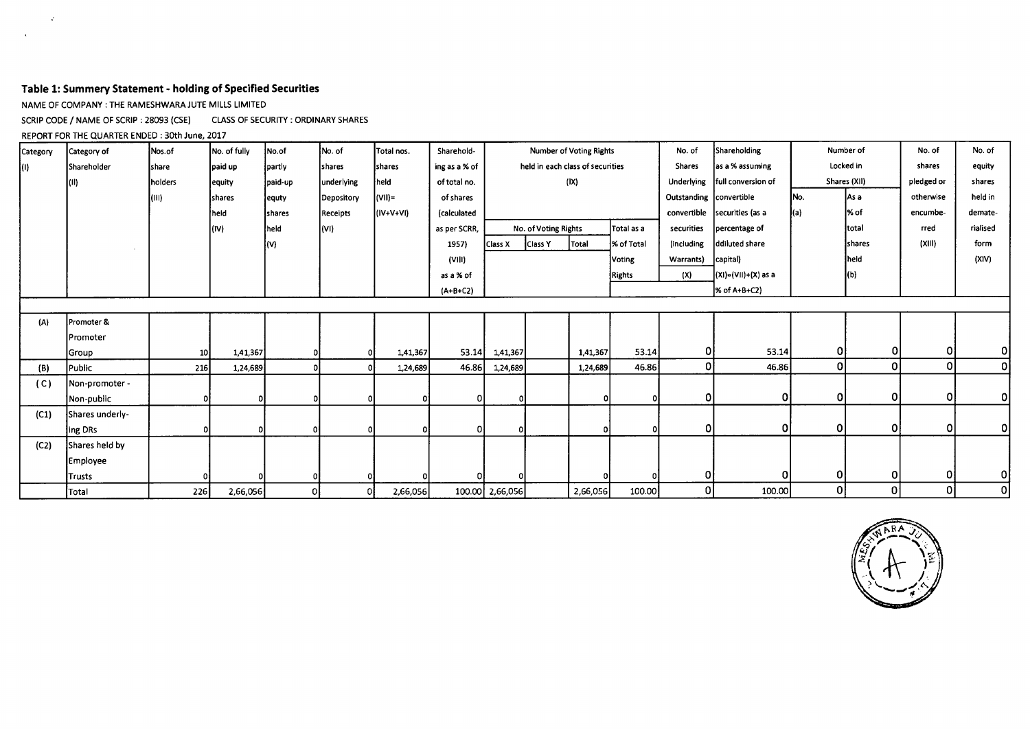## Table 1: Summery Statement - holding of Specified Securities

NAME OF COMPANY : THE RAMESHWARA JUTE MILLS LIMITED

SCRIP CODE / NAME OF SCRIP : 28093 (CSE) CLASS OF SECURITY : ORDINARY SHARES

REPORT FOR THE QUARTER ENDED : 30th June, 2017

| Category (I) | Category of Shareholder (II) | Nos.of share holders (III) | No. of fully paid up equity shares held (IV) | No.of partly paid-up equty shares held (V) | No. of shares underlying Depository Receipts (VI) | Total nos. shares held (VII)= (IV+V+VI) | Sharehold-ing as a % of total no. of shares (calculated as per SCRR, 1957) (VIII) as a % of (A+B+C2) | Number of Voting Rights held in each class of securities (IX) | | | | No. of Shares Underlying Outstanding convertible securities (including Warrants) (X) | Shareholding as a % assuming full conversion of convertible securities (as a percentage of ddiluted share capital) (XI)=(VII)+(X) as a % of A+B+C2) | Number of Locked in Shares (XII) | | No. of shares pledged or otherwise encumbe-rred (XIII) | No. of equity shares held in demate-rialised form (XIV) |
|---|---|---|---|---|---|---|---|---|---|---|---|---|---|---|---|---|---|
| | | | | | | | | No. of Voting Rights | | | Total as a % of Total Voting Rights | | | No. (a) | As a % of total shares held (b) | | |
| | | | | | | | | Class X | Class Y | Total | | | | | | | |
| (A) | Promoter & Promoter Group | 10 | 1,41,367 | 0 | 0 | 1,41,367 | 53.14 | 1,41,367 | | 1,41,367 | 53.14 | 0 | 53.14 | 0 | 0 | 0 | 0 |
| (B) | Public | 216 | 1,24,689 | 0 | 0 | 1,24,689 | 46.86 | 1,24,689 | | 1,24,689 | 46.86 | 0 | 46.86 | 0 | 0 | 0 | 0 |
| (C) | Non-promoter - Non-public | 0 | 0 | 0 | 0 | 0 | 0 | 0 | | 0 | 0 | 0 | 0 | 0 | 0 | 0 | 0 |
| (C1) | Shares underly-ing DRs | 0 | 0 | 0 | 0 | 0 | 0 | 0 | | 0 | 0 | 0 | 0 | 0 | 0 | 0 | 0 |
| (C2) | Shares held by Employee Trusts | 0 | 0 | 0 | 0 | 0 | 0 | 0 | | 0 | 0 | 0 | 0 | 0 | 0 | 0 | 0 |
| | Total | 226 | 2,66,056 | 0 | 0 | 2,66,056 | 100.00 | 2,66,056 | | 2,66,056 | 100.00 | 0 | 100.00 | 0 | 0 | 0 | 0 |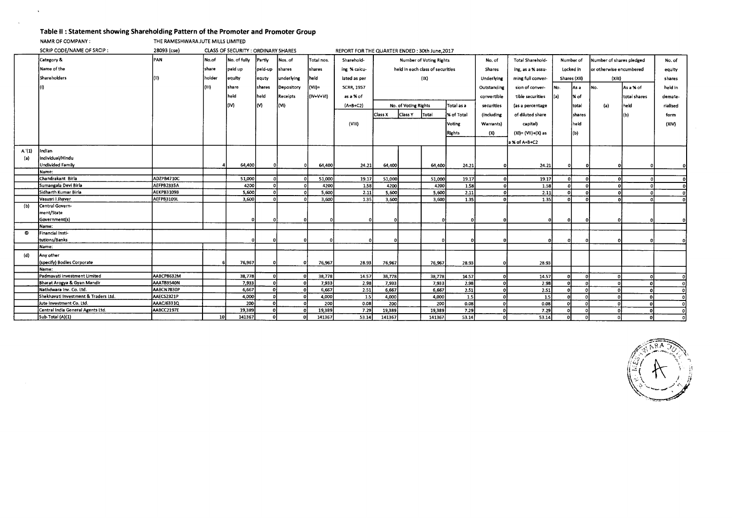## Table II : Statement showing Shareholding Pattern of the Promoter and Promoter Group

NAMR OF COMPANY : THE RAMESHWARA JUTE MILLS LIMITED

SCRIP CODE/NAME OF SRCIP : 28093 (cse) CLASS OF SECURITY : ORDINARY SHARES REPORT FOR THE QUARTER ENDED : 30th June,2017

| | Category & Name of the Shareholders (I) | PAN (II) | No.of share holder (III) | No. of fully paid up equity share held (IV) | Partly paid-up equty shares held (V) | Nos. of shares underlying Depository Receipts (VI) | Total nos. shares held (VII)= (IV+V+VI) | Sharehold-ing % calcu-lated as per SCRR, 1957 as a % of (A+B+C2) (VIII) | Number of Voting Rights held in each class of securities (IX) | | | | No. of Shares Underlying Outstanding convertible securities (including Warrants) (X) | Total Sharehold-ing, as a % assu-ming full conver-sion of conver-tible securities (as a percentage of diluted share capital) (XI)= (VII)+(X) as a % of A+B+C2 | Number of Locked in Shares (XII) | | Number of shares pledged or otherwise encumbered (XIII) | | No. of equity shares held in demate-rialised form (XIV) |
|---|---|---|---|---|---|---|---|---|---|---|---|---|---|---|---|---|---|---|---|
| | | | | | | | | | No. of Voting Rights | | | Total as a % of Total Voting Rights | | | No. (a) | As a % of total shares held (b) | No. (a) | As a % of total shares held (b) | |
| | | | | | | | | | Class X | Class Y | Total | | | | | | | | |
| A '(1) | Indian | | | | | | | | | | | | | | | | | | |
| (a) | Individual/Hindu Undivided Family | | 4 | 64,400 | 0 | 0 | 64,400 | 24.21 | 64,400 | | 64,400 | 24.21 | 0 | 24.21 | 0 | 0 | 0 | 0 | 0 |
| | Name: | | | | | | | | | | | | | | | | | | |
| | Chandrakant Birla | ADZPB4710C | | 51,000 | 0 | 0 | 51,000 | 19.17 | 51,000 | | 51,000 | 19.17 | 0 | 19.17 | 0 | 0 | 0 | 0 | 0 |
| | Sumangala Devi Birla | AEFPB2335A | | 4200 | 0 | 0 | 4200 | 1.58 | 4200 | | 4200 | 1.58 | 0 | 1.58 | 0 | 0 | 0 | 0 | 0 |
| | Sidharth Kumar Birla | AEKPB3109B | | 5,600 | 0 | 0 | 5,600 | 2.11 | 5,600 | | 5,600 | 2.11 | 0 | 2.11 | 0 | 0 | 0 | 0 | 0 |
| | Vasusri I Jhaver | AEFPB3109L | | 3,600 | 0 | 0 | 3,600 | 1.35 | 3,600 | | 3,600 | 1.35 | 0 | 1.35 | 0 | 0 | 0 | 0 | 0 |
| (b) | Central Govern-ment/State Government(s) | | | 0 | 0 | 0 | 0 | 0 | 0 | | 0 | 0 | 0 | 0 | 0 | 0 | 0 | 0 | 0 |
| | Name: | | | | | | | | | | | | | | | | | | |
| © | Financial Insti-tutions/Banks | | | 0 | 0 | 0 | 0 | 0 | 0 | | 0 | 0 | 0 | 0 | 0 | 0 | 0 | 0 | 0 |
| | Name: | | | | | | | | | | | | | | | | | | |
| (d) | Any other (specify) Bodies Corporate | | 6 | 76,967 | 0 | 0 | 76,967 | 28.93 | 76,967 | | 76,967 | 28.93 | 0 | 28.93 | | | | | |
| | Name: | | | | | | | | | | | | | | | | | | |
| | Padmavati Investment Limited | AABCP8632M | | 38,778 | 0 | 0 | 38,778 | 14.57 | 38,778 | | 38,778 | 14.57 | 0 | 14.57 | 0 | 0 | 0 | 0 | 0 |
| | Bharat Arogya & Gyan Mandir | AAATB3540N | | 7,933 | 0 | 0 | 7,933 | 2.98 | 7,933 | | 7,933 | 2.98 | 0 | 2.98 | 0 | 0 | 0 | 0 | 0 |
| | Nathdwara Inv. Co. Ltd. | AABCN7830P | | 6,667 | 0 | 0 | 6,667 | 2.51 | 6,667 | | 6,667 | 2.51 | 0 | 2.51 | 0 | 0 | 0 | 0 | 0 |
| | Shekhavati Investment & Traders Ltd. | AAECS2321P | | 4,000 | 0 | 0 | 4,000 | 1.5 | 4,000 | | 4,000 | 1.5 | 0 | 1.5 | 0 | 0 | 0 | 0 | 0 |
| | Jute Investment Co. Ltd. | AAACJ6331Q | | 200 | 0 | 0 | 200 | 0.08 | 200 | | 200 | 0.08 | 0 | 0.08 | 0 | 0 | 0 | 0 | 0 |
| | Central India General Agents Ltd. | AABCC2197E | | 19,389 | 0 | 0 | 19,389 | 7.29 | 19,389 | | 19,389 | 7.29 | 0 | 7.29 | 0 | 0 | 0 | 0 | 0 |
| | Sub-Total (A)(1) | | 10 | 141367 | 0 | 0 | 141367 | 53.14 | 141367 | | 141367 | 53.14 | 0 | 53.14 | 0 | 0 | 0 | 0 | 0 |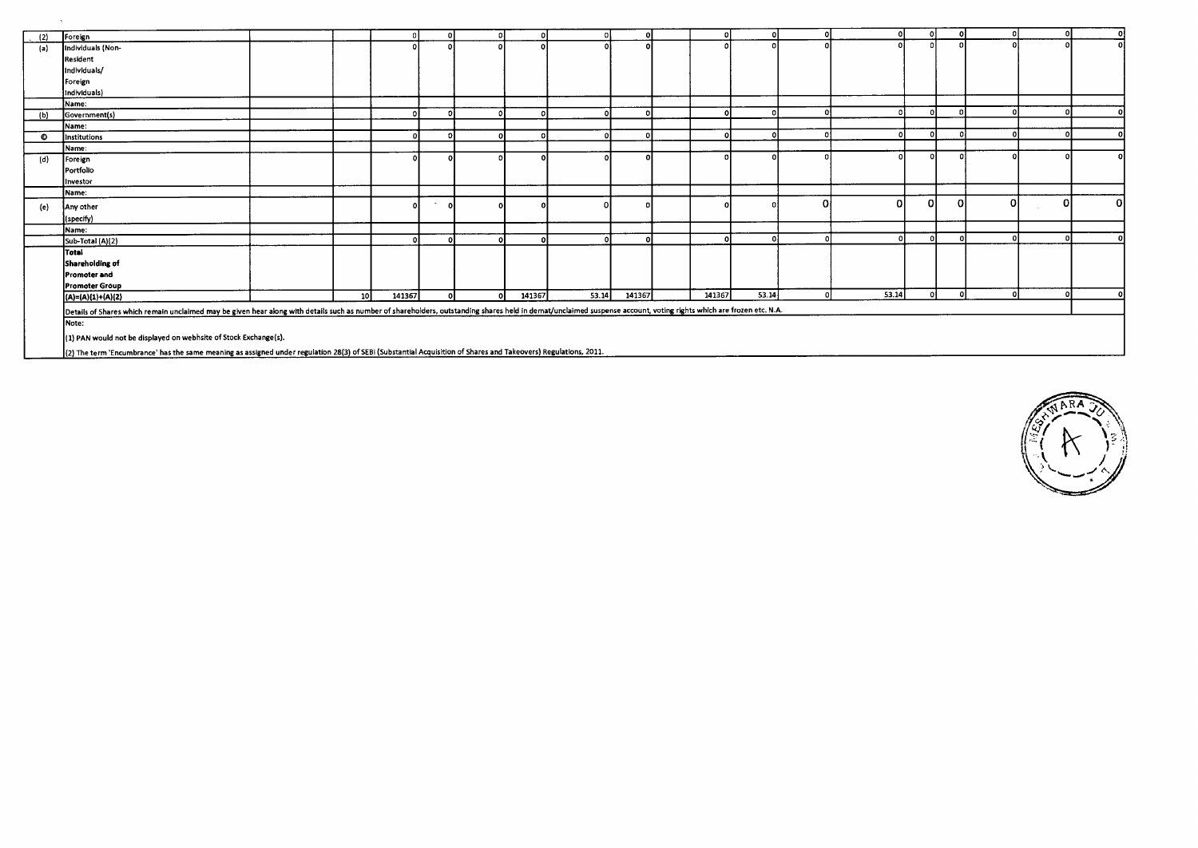| | | | | | | | | | | | | | | | | | | | |
|---|---|---|---|---|---|---|---|---|---|---|---|---|---|---|---|---|---|---|---|
| (2) | Foreign | | | 0 | 0 | 0 | 0 | 0 | 0 | | 0 | 0 | 0 | 0 | 0 | 0 | 0 | 0 | 0 |
| (a) | Individuals (Non-Resident Individuals/ Foreign Individuals) | | | 0 | 0 | 0 | 0 | 0 | 0 | | 0 | 0 | 0 | 0 | 0 | 0 | 0 | 0 | 0 |
| | Name: | | | | | | | | | | | | | | | | | | |
| (b) | Government(s) | | | 0 | 0 | 0 | 0 | 0 | 0 | | 0 | 0 | 0 | 0 | 0 | 0 | 0 | 0 | 0 |
| | Name: | | | | | | | | | | | | | | | | | | |
| © | Institutions | | | 0 | 0 | 0 | 0 | 0 | 0 | | 0 | 0 | 0 | 0 | 0 | 0 | 0 | 0 | 0 |
| | Name: | | | | | | | | | | | | | | | | | | |
| (d) | Foreign Portfolio Investor | | | 0 | 0 | 0 | 0 | 0 | 0 | | 0 | 0 | 0 | 0 | 0 | 0 | 0 | 0 | 0 |
| | Name: | | | | | | | | | | | | | | | | | | |
| (e) | Any other (specify) | | | 0 | 0 | 0 | 0 | 0 | 0 | | 0 | 0 | 0 | 0 | 0 | 0 | 0 | 0 | 0 |
| | Name: | | | | | | | | | | | | | | | | | | |
| | Sub-Total (A)(2) | | | 0 | 0 | 0 | 0 | 0 | 0 | | 0 | 0 | 0 | 0 | 0 | 0 | 0 | 0 | 0 |
| | Total Shareholding of Promoter and Promoter Group (A)=(A)(1)+(A)(2) | | 10 | 141367 | 0 | 0 | 141367 | 53.14 | 141367 | | 141367 | 53.14 | 0 | 53.14 | 0 | 0 | 0 | 0 | 0 |

Details of Shares which remain unclaimed may be given hear along with details such as number of shareholders, outstanding shares held in demat/unclaimed suspense account, voting rights which are frozen etc. N.A.

Note:

(1) PAN would not be displayed on webhsite of Stock Exchange(s).

(2) The term 'Encumbrance' has the same meaning as assigned under regulation 28(3) of SEBI (Substantial Acquisition of Shares and Takeovers) Regulations, 2011.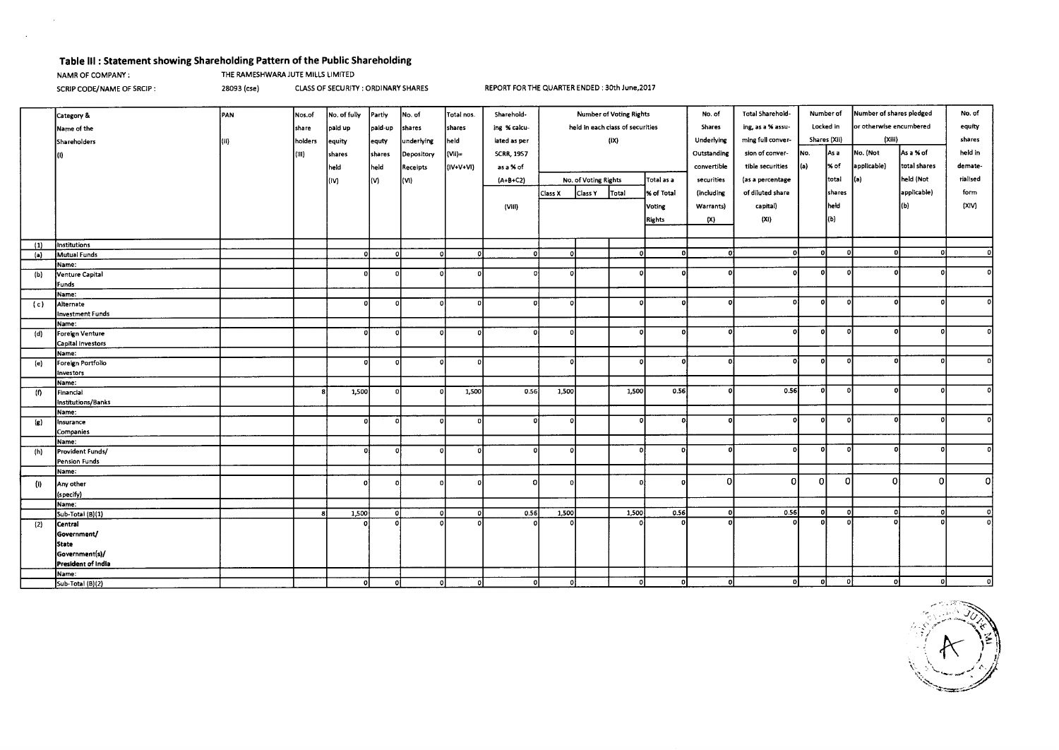## Table III : Statement showing Shareholding Pattern of the Public Shareholding

NAMR OF COMPANY : THE RAMESHWARA JUTE MILLS LIMITED

SCRIP CODE/NAME OF SRCIP : 28093 (cse) CLASS OF SECURITY : ORDINARY SHARES REPORT FOR THE QUARTER ENDED : 30th June,2017

| | Category & Name of the Shareholders (I) | PAN (II) | Nos.of share holders (III) | No. of fully paid up equity shares held (IV) | Partly paid-up equty shares held (V) | No. of shares underlying Depository Receipts (VI) | Total nos. shares held (VII)= (IV+V+VI) | Sharehold-ing % calcu-lated as per SCRR, 1957 as a % of (A+B+C2) (VIII) | Number of Voting Rights held in each class of securities (IX) | | | | No. of Shares Underlying Outstanding convertible securities (including Warrants) (X) | Total Sharehold-ing, as a % assu-ming full conver-sion of conver-tible securities (as a percentage of diluted share capital) (XI) | Number of Locked in Shares (XII) | | Number of shares pledged or otherwise encumbered (XIII) | | No. of equity shares held in demate-rialsed form (XIV) |
|---|---|---|---|---|---|---|---|---|---|---|---|---|---|---|---|---|---|---|---|
| | | | | | | | | | No. of Voting Rights | | | Total as a % of Total Voting Rights | | | No. (a) | As a % of total shares held (b) | No. (Not applicable) (a) | As a % of total shares held (Not applicable) (b) | |
| | | | | | | | | | Class X | Class Y | Total | | | | | | | | |
| (1) | Institutions | | | | | | | | | | | | | | | | | | |
| (a) | Mutual Funds | | | 0 | 0 | 0 | 0 | 0 | 0 | | 0 | 0 | 0 | 0 | 0 | 0 | 0 | 0 | 0 |
| | Name: | | | | | | | | | | | | | | | | | | |
| (b) | Venture Capital Funds | | | 0 | 0 | 0 | 0 | 0 | 0 | | 0 | 0 | 0 | 0 | 0 | 0 | 0 | 0 | 0 |
| | Name: | | | | | | | | | | | | | | | | | | |
| (c) | Alternate Investment Funds | | | 0 | 0 | 0 | 0 | 0 | 0 | | 0 | 0 | 0 | 0 | 0 | 0 | 0 | 0 | 0 |
| | Name: | | | | | | | | | | | | | | | | | | |
| (d) | Foreign Venture Capital Investors | | | 0 | 0 | 0 | 0 | 0 | 0 | | 0 | 0 | 0 | 0 | 0 | 0 | 0 | 0 | 0 |
| | Name: | | | | | | | | | | | | | | | | | | |
| (e) | Foreign Portfolio Investors | | | 0 | 0 | 0 | 0 | | 0 | | 0 | 0 | 0 | 0 | 0 | 0 | 0 | 0 | 0 |
| | Name: | | | | | | | | | | | | | | | | | | |
| (f) | Financial Institutions/Banks | | 8 | 1,500 | 0 | 0 | 1,500 | 0.56 | 1,500 | | 1,500 | 0.56 | 0 | 0.56 | 0 | 0 | 0 | 0 | 0 |
| | Name: | | | | | | | | | | | | | | | | | | |
| (g) | Insurance Companies | | | 0 | 0 | 0 | 0 | 0 | 0 | | 0 | 0 | 0 | 0 | 0 | 0 | 0 | 0 | 0 |
| | Name: | | | | | | | | | | | | | | | | | | |
| (h) | Provident Funds/ Pension Funds | | | 0 | 0 | 0 | 0 | 0 | 0 | | 0 | 0 | 0 | 0 | 0 | 0 | 0 | 0 | 0 |
| | Name: | | | | | | | | | | | | | | | | | | |
| (i) | Any other (specify) | | | 0 | 0 | 0 | 0 | 0 | 0 | | 0 | 0 | 0 | 0 | 0 | 0 | 0 | 0 | 0 |
| | Name: | | | | | | | | | | | | | | | | | | |
| | Sub-Total (B)(1) | | 8 | 1,500 | 0 | 0 | 0 | 0.56 | 1,500 | | 1,500 | 0.56 | 0 | 0.56 | 0 | 0 | 0 | 0 | 0 |
| (2) | Central Government/ State Government(s)/ President of India | | | 0 | 0 | 0 | 0 | 0 | 0 | | 0 | 0 | 0 | 0 | 0 | 0 | 0 | 0 | 0 |
| | Name: | | | | | | | | | | | | | | | | | | |
| | Sub-Total (B)(2) | | | 0 | 0 | 0 | 0 | 0 | 0 | | 0 | 0 | 0 | 0 | 0 | 0 | 0 | 0 | 0 |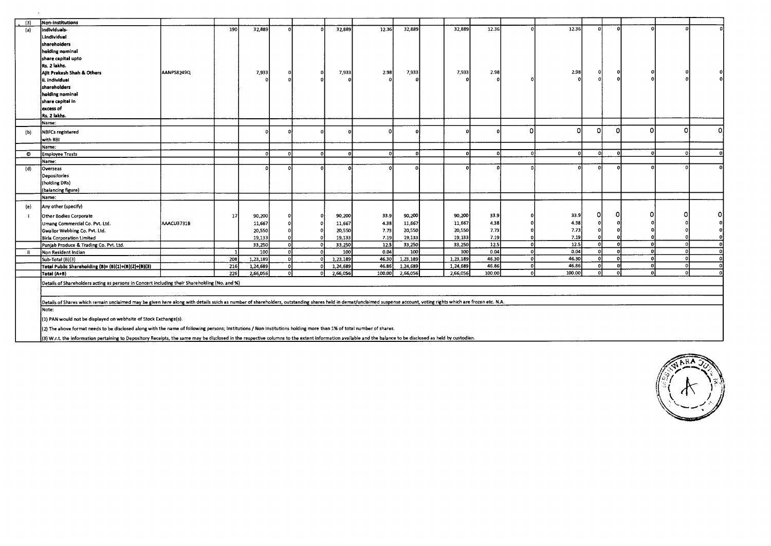| (3) | Non-Institutions | | | | | | | | | | | | | | | | | | |
|---|---|---|---|---|---|---|---|---|---|---|---|---|---|---|---|---|---|---|---|
| (a) | Individuals- i.Individual shareholders holding nominal share capital upto Rs. 2 lakhs. | | 190 | 32,889 | 0 | 0 | 32,889 | 12.36 | 32,889 | | 32,889 | 12.36 | 0 | 12.36 | 0 | 0 | 0 | 0 | 0 |
| | Ajit Prakash Shah & Others | AANPS8249Q | | 7,933 | 0 | 0 | 7,933 | 2.98 | 7,933 | | 7,933 | 2.98 | | 2.98 | 0 | 0 | 0 | 0 | 0 |
| | ii. Individual shareholders holding nominal share capital in excess of Rs. 2 lakhs. | | | 0 | 0 | 0 | 0 | 0 | 0 | | 0 | 0 | 0 | 0 | 0 | 0 | 0 | 0 | 0 |
| | Name: | | | | | | | | | | | | | | | | | | |
| (b) | NBFCs registered with RBI | | | 0 | 0 | 0 | 0 | 0 | 0 | | 0 | 0 | 0 | 0 | 0 | 0 | 0 | 0 | 0 |
| | Name: | | | | | | | | | | | | | | | | | | |
| © | Employee Trusts | | | 0 | 0 | 0 | 0 | 0 | 0 | | 0 | 0 | 0 | 0 | 0 | 0 | 0 | 0 | 0 |
| | Name: | | | | | | | | | | | | | | | | | | |
| (d) | Overseas Depositories (holding DRs) (balancing figure) | | | 0 | 0 | 0 | 0 | 0 | 0 | | 0 | 0 | 0 | 0 | 0 | 0 | 0 | 0 | 0 |
| | Name: | | | | | | | | | | | | | | | | | | |
| (e) | Any other (specify) | | | | | | | | | | | | | | | | | | |
| i | Other Bodies Corporate | | 17 | 90,200 | 0 | 0 | 90,200 | 33.9 | 90,200 | | 90,200 | 33.9 | 0 | 33.9 | 0 | 0 | 0 | 0 | 0 |
| | Umang Commercial Co. Pvt. Ltd. | AAACU3731B | | 11,667 | 0 | 0 | 11,667 | 4.38 | 11,667 | | 11,667 | 4.38 | 0 | 4.38 | 0 | 0 | 0 | 0 | 0 |
| | Gwalior Webbing Co. Pvt. Ltd. | | | 20,550 | 0 | 0 | 20,550 | 7.73 | 20,550 | | 20,550 | 7.73 | 0 | 7.73 | 0 | 0 | 0 | 0 | 0 |
| | Birla Corporation Limited | | | 19,133 | 0 | 0 | 19,133 | 7.19 | 19,133 | | 19,133 | 7.19 | 0 | 7.19 | 0 | 0 | 0 | 0 | 0 |
| | Punjab Produce & Trading Co. Pvt. Ltd. | | | 33,250 | 0 | 0 | 33,250 | 12.5 | 33,250 | | 33,250 | 12.5 | 0 | 12.5 | 0 | 0 | 0 | 0 | 0 |
| ii | Non Resident Indian | | 1 | 100 | 0 | 0 | 100 | 0.04 | 100 | | 100 | 0.04 | 0 | 0.04 | 0 | 0 | 0 | 0 | 0 |
| | Sub-Total (B)(3) | | 208 | 1,23,189 | 0 | 0 | 1,23,189 | 46.30 | 1,23,189 | | 1,23,189 | 46.30 | 0 | 46.30 | 0 | 0 | 0 | 0 | 0 |
| | **Total Public Shareholding (B)= (B)(1)+(B)(2)+(B)(3)** | | 216 | 1,24,689 | 0 | 0 | 1,24,689 | 46.86 | 1,24,689 | | 1,24,689 | 46.86 | 0 | 46.86 | 0 | 0 | 0 | 0 | 0 |
| | **Total (A+B)** | | 226 | 2,66,056 | 0 | 0 | 2,66,056 | 100.00 | 2,66,056 | | 2,66,056 | 100.00 | 0 | 100.00 | 0 | 0 | 0 | 0 | 0 |

Details of Shareholders acting as persons in Concert including their Shareholding (No. and %)

Details of Shares which remain unclaimed may be given here along with details suich as number of shareholders, outstanding shares held in demat/unclaimed suspense account, voting rights which are frozen etc. N.A.

Note:

(1) PAN would not be displayed on webhsite of Stock Exchange(s).

(2) The above format needs to be disclosed along with the name of following persons; Institutions / Non Institutions holding more than 1% of total number of shares.

(3) W.r.t. the information pertaining to Depository Receipts, the same may be disclosed in the respective columns to the extent information available and the balance to be disclosed as held by custodian.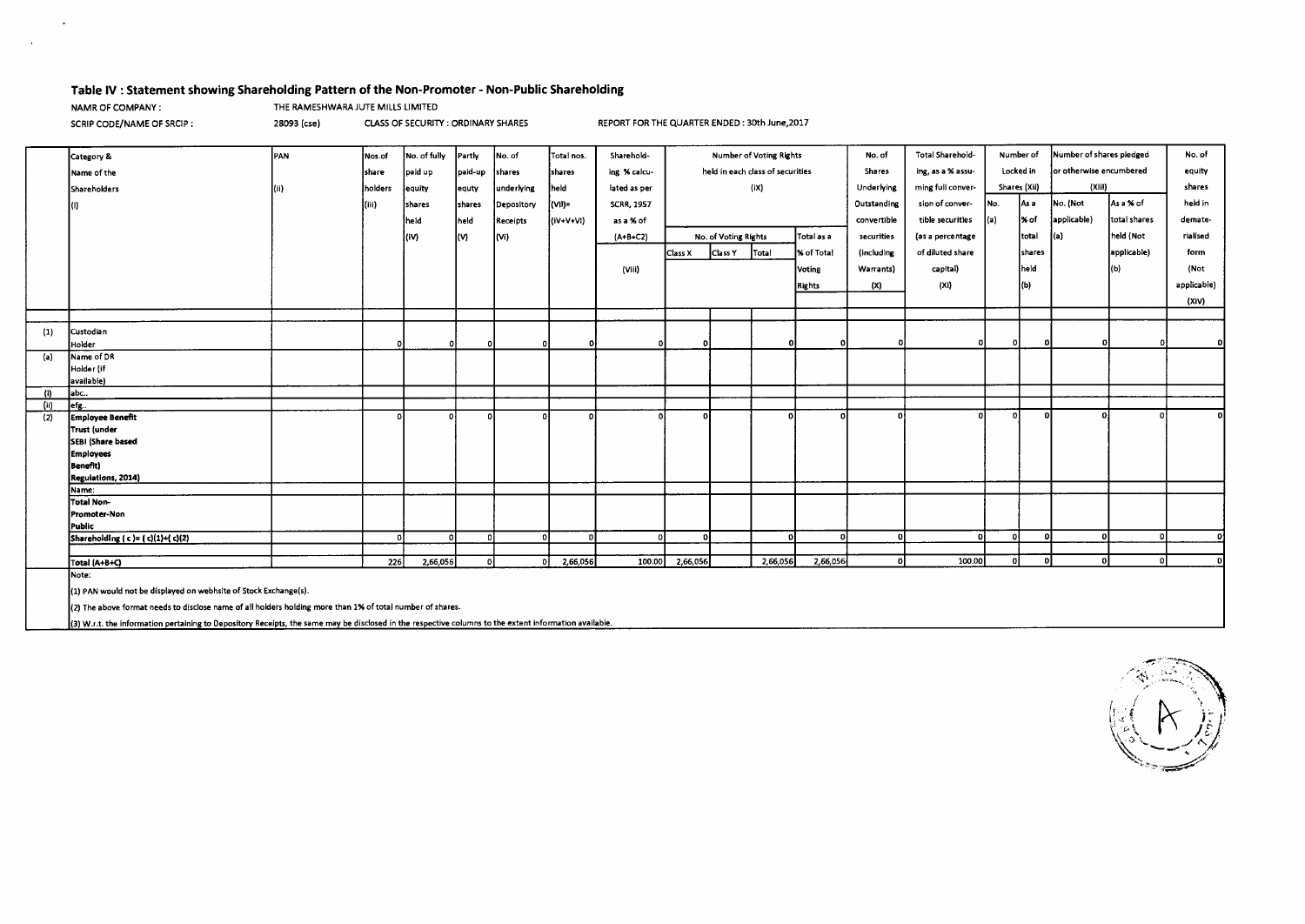## Table IV : Statement showing Shareholding Pattern of the Non-Promoter - Non-Public Shareholding

NAMR OF COMPANY : THE RAMESHWARA JUTE MILLS LIMITED

SCRIP CODE/NAME OF SRCIP : 28093 (cse) CLASS OF SECURITY : ORDINARY SHARES REPORT FOR THE QUARTER ENDED : 30th June,2017

| | Category & Name of the Shareholders (I) | PAN (II) | Nos.of share holders (III) | No. of fully paid up equity shares held (IV) | Partly paid-up equty shares held (V) | No. of shares underlying Depository Receipts (VI) | Total nos. shares held (VII)= (IV+V+VI) | Sharehold-ing % calcu-lated as per SCRR, 1957 as a % of (A+B+C2) (VIII) | Number of Voting Rights held in each class of securities (IX) | | | | No. of Shares Underlying Outstanding convertible securities (including Warrants) (X) | Total Sharehold-ing, as a % assu-ming full conver-sion of conver-tible securities (as a percentage of diluted share capital) (XI) | Number of Locked in Shares (XII) | | Number of shares pledged or otherwise encumbered (XIII) | | No. of equity shares held in demate-rialised form (Not applicable) (XIV) |
|---|---|---|---|---|---|---|---|---|---|---|---|---|---|---|---|---|---|---|---|
| | | | | | | | | | No. of Voting Rights | | | Total as a % of Total Voting Rights | | | No. (a) | As a % of total shares held (b) | No. (Not applicable) (a) | As a % of total shares held (Not applicable) (b) | |
| | | | | | | | | | Class X | Class Y | Total | | | | | | | | |
| (1) | Custodian Holder | | 0 | 0 | 0 | 0 | 0 | 0 | 0 | | 0 | 0 | 0 | 0 | 0 | 0 | 0 | 0 | 0 |
| (a) | Name of DR Holder (if available) | | | | | | | | | | | | | | | | | | |
| (i) | abc.. | | | | | | | | | | | | | | | | | | |
| (ii) | efg.. | | | | | | | | | | | | | | | | | | |
| (2) | **Employee Benefit Trust (under SEBI (Share based Employees Benefit) Regulations, 2014)** | | 0 | 0 | 0 | 0 | 0 | 0 | 0 | | 0 | 0 | 0 | 0 | 0 | 0 | 0 | 0 | 0 |
| | Name: | | | | | | | | | | | | | | | | | | |
| | **Total Non-Promoter-Non Public Shareholding ( c )= ( c)(1)+( c)(2)** | | 0 | 0 | 0 | 0 | 0 | 0 | 0 | | 0 | 0 | 0 | 0 | 0 | 0 | 0 | 0 | 0 |
| | Total (A+B+C) | | 226 | 2,66,056 | 0 | 0 | 2,66,056 | 100.00 | 2,66,056 | | 2,66,056 | 2,66,056 | 0 | 100.00 | 0 | 0 | 0 | 0 | 0 |

Note:

(1) PAN would not be displayed on webhsite of Stock Exchange(s).

(2) The above format needs to disclose name of all holders holding more than 1% of total number of shares.

(3) W.r.t. the information pertaining to Depository Receipts, the same may be disclosed in the respective columns to the extent information available.